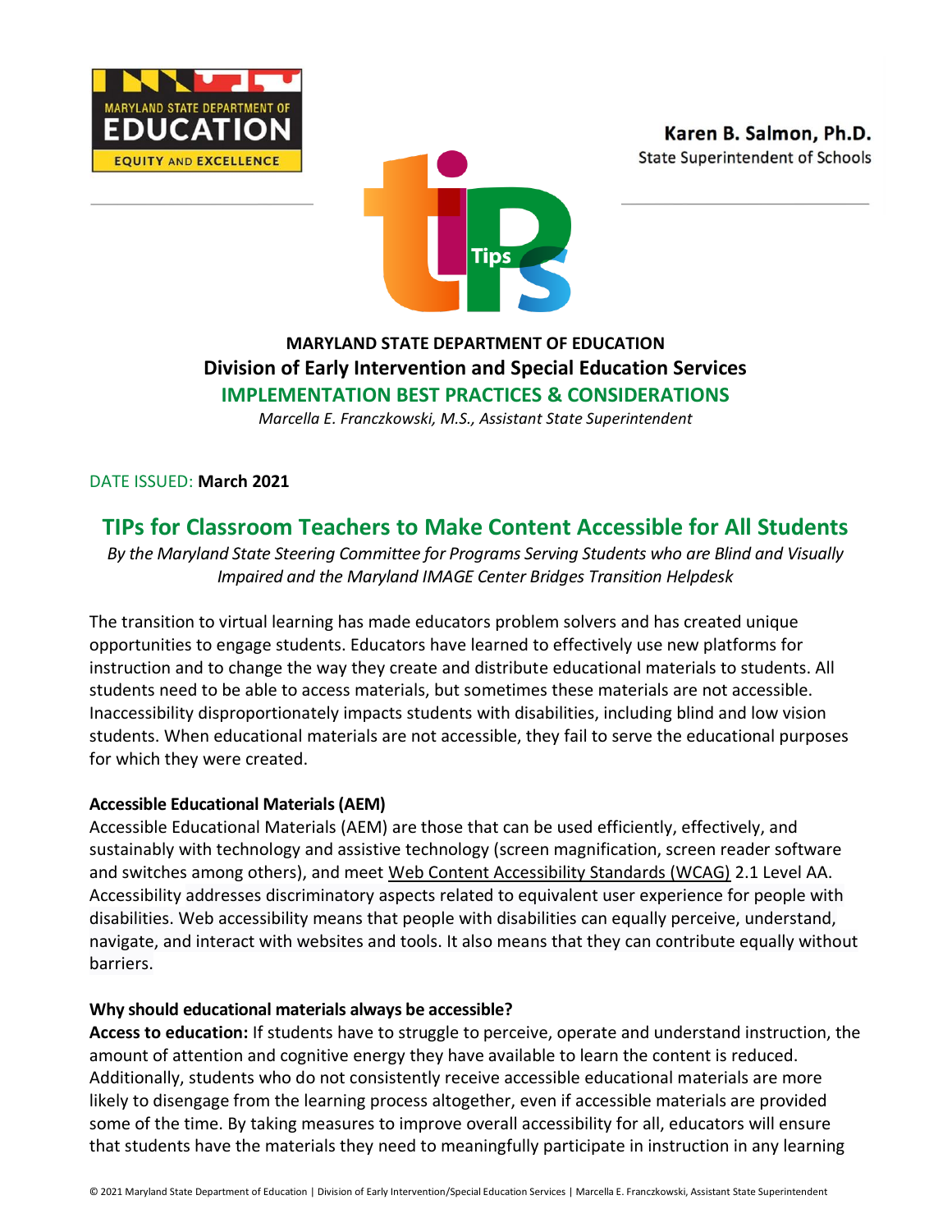MARYLAND STATE DEPARTMENT OF EDUCATION
EQUITY AND EXCELLENCE

**Karen B. Salmon, Ph.D.**
State Superintendent of Schools

**MARYLAND STATE DEPARTMENT OF EDUCATION**
**Division of Early Intervention and Special Education Services**
**IMPLEMENTATION BEST PRACTICES & CONSIDERATIONS**
*Marcella E. Franczkowski, M.S., Assistant State Superintendent*

DATE ISSUED: **March 2021**

# TIPs for Classroom Teachers to Make Content Accessible for All Students

*By the Maryland State Steering Committee for Programs Serving Students who are Blind and Visually Impaired and the Maryland IMAGE Center Bridges Transition Helpdesk*

The transition to virtual learning has made educators problem solvers and has created unique opportunities to engage students. Educators have learned to effectively use new platforms for instruction and to change the way they create and distribute educational materials to students. All students need to be able to access materials, but sometimes these materials are not accessible. Inaccessibility disproportionately impacts students with disabilities, including blind and low vision students. When educational materials are not accessible, they fail to serve the educational purposes for which they were created.

**Accessible Educational Materials (AEM)**

Accessible Educational Materials (AEM) are those that can be used efficiently, effectively, and sustainably with technology and assistive technology (screen magnification, screen reader software and switches among others), and meet Web Content Accessibility Standards (WCAG) 2.1 Level AA. Accessibility addresses discriminatory aspects related to equivalent user experience for people with disabilities. Web accessibility means that people with disabilities can equally perceive, understand, navigate, and interact with websites and tools. It also means that they can contribute equally without barriers.

**Why should educational materials always be accessible?**

**Access to education:** If students have to struggle to perceive, operate and understand instruction, the amount of attention and cognitive energy they have available to learn the content is reduced. Additionally, students who do not consistently receive accessible educational materials are more likely to disengage from the learning process altogether, even if accessible materials are provided some of the time. By taking measures to improve overall accessibility for all, educators will ensure that students have the materials they need to meaningfully participate in instruction in any learning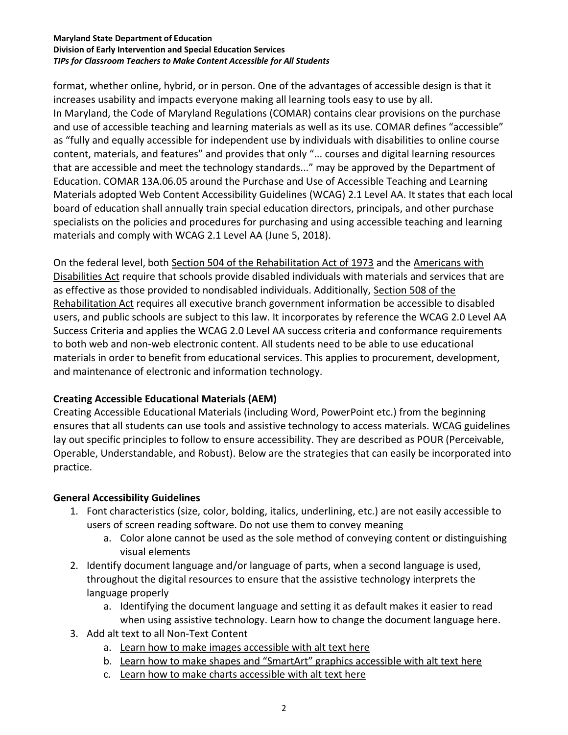format, whether online, hybrid, or in person. One of the advantages of accessible design is that it increases usability and impacts everyone making all learning tools easy to use by all.
In Maryland, the Code of Maryland Regulations (COMAR) contains clear provisions on the purchase and use of accessible teaching and learning materials as well as its use. COMAR defines "accessible" as "fully and equally accessible for independent use by individuals with disabilities to online course content, materials, and features" and provides that only "... courses and digital learning resources that are accessible and meet the technology standards..." may be approved by the Department of Education. COMAR 13A.06.05 around the Purchase and Use of Accessible Teaching and Learning Materials adopted Web Content Accessibility Guidelines (WCAG) 2.1 Level AA. It states that each local board of education shall annually train special education directors, principals, and other purchase specialists on the policies and procedures for purchasing and using accessible teaching and learning materials and comply with WCAG 2.1 Level AA (June 5, 2018).

On the federal level, both Section 504 of the Rehabilitation Act of 1973 and the Americans with Disabilities Act require that schools provide disabled individuals with materials and services that are as effective as those provided to nondisabled individuals. Additionally, Section 508 of the Rehabilitation Act requires all executive branch government information be accessible to disabled users, and public schools are subject to this law. It incorporates by reference the WCAG 2.0 Level AA Success Criteria and applies the WCAG 2.0 Level AA success criteria and conformance requirements to both web and non-web electronic content. All students need to be able to use educational materials in order to benefit from educational services. This applies to procurement, development, and maintenance of electronic and information technology.

## Creating Accessible Educational Materials (AEM)

Creating Accessible Educational Materials (including Word, PowerPoint etc.) from the beginning ensures that all students can use tools and assistive technology to access materials. WCAG guidelines lay out specific principles to follow to ensure accessibility. They are described as POUR (Perceivable, Operable, Understandable, and Robust). Below are the strategies that can easily be incorporated into practice.

## General Accessibility Guidelines

1. Font characteristics (size, color, bolding, italics, underlining, etc.) are not easily accessible to users of screen reading software. Do not use them to convey meaning
   a. Color alone cannot be used as the sole method of conveying content or distinguishing visual elements
2. Identify document language and/or language of parts, when a second language is used, throughout the digital resources to ensure that the assistive technology interprets the language properly
   a. Identifying the document language and setting it as default makes it easier to read when using assistive technology. Learn how to change the document language here.
3. Add alt text to all Non-Text Content
   a. Learn how to make images accessible with alt text here
   b. Learn how to make shapes and "SmartArt" graphics accessible with alt text here
   c. Learn how to make charts accessible with alt text here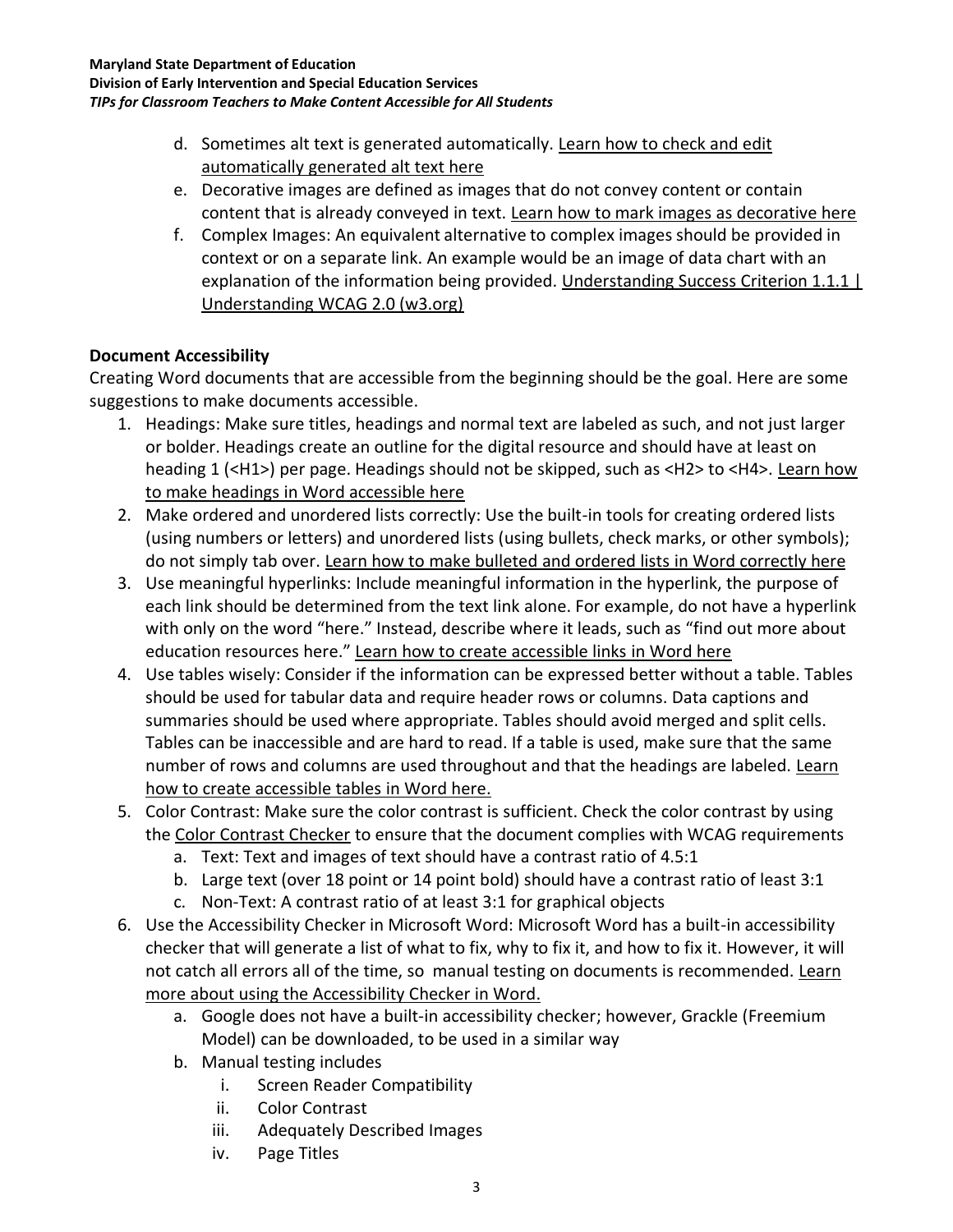d. Sometimes alt text is generated automatically. Learn how to check and edit automatically generated alt text here
e. Decorative images are defined as images that do not convey content or contain content that is already conveyed in text. Learn how to mark images as decorative here
f. Complex Images: An equivalent alternative to complex images should be provided in context or on a separate link. An example would be an image of data chart with an explanation of the information being provided. Understanding Success Criterion 1.1.1 | Understanding WCAG 2.0 (w3.org)

**Document Accessibility**

Creating Word documents that are accessible from the beginning should be the goal. Here are some suggestions to make documents accessible.

1. Headings: Make sure titles, headings and normal text are labeled as such, and not just larger or bolder. Headings create an outline for the digital resource and should have at least on heading 1 (<H1>) per page. Headings should not be skipped, such as <H2> to <H4>. Learn how to make headings in Word accessible here
2. Make ordered and unordered lists correctly: Use the built-in tools for creating ordered lists (using numbers or letters) and unordered lists (using bullets, check marks, or other symbols); do not simply tab over. Learn how to make bulleted and ordered lists in Word correctly here
3. Use meaningful hyperlinks: Include meaningful information in the hyperlink, the purpose of each link should be determined from the text link alone. For example, do not have a hyperlink with only on the word "here." Instead, describe where it leads, such as "find out more about education resources here." Learn how to create accessible links in Word here
4. Use tables wisely: Consider if the information can be expressed better without a table. Tables should be used for tabular data and require header rows or columns. Data captions and summaries should be used where appropriate. Tables should avoid merged and split cells. Tables can be inaccessible and are hard to read. If a table is used, make sure that the same number of rows and columns are used throughout and that the headings are labeled. Learn how to create accessible tables in Word here.
5. Color Contrast: Make sure the color contrast is sufficient. Check the color contrast by using the Color Contrast Checker to ensure that the document complies with WCAG requirements
   a. Text: Text and images of text should have a contrast ratio of 4.5:1
   b. Large text (over 18 point or 14 point bold) should have a contrast ratio of least 3:1
   c. Non-Text: A contrast ratio of at least 3:1 for graphical objects
6. Use the Accessibility Checker in Microsoft Word: Microsoft Word has a built-in accessibility checker that will generate a list of what to fix, why to fix it, and how to fix it. However, it will not catch all errors all of the time, so manual testing on documents is recommended. Learn more about using the Accessibility Checker in Word.
   a. Google does not have a built-in accessibility checker; however, Grackle (Freemium Model) can be downloaded, to be used in a similar way
   b. Manual testing includes
      i. Screen Reader Compatibility
      ii. Color Contrast
      iii. Adequately Described Images
      iv. Page Titles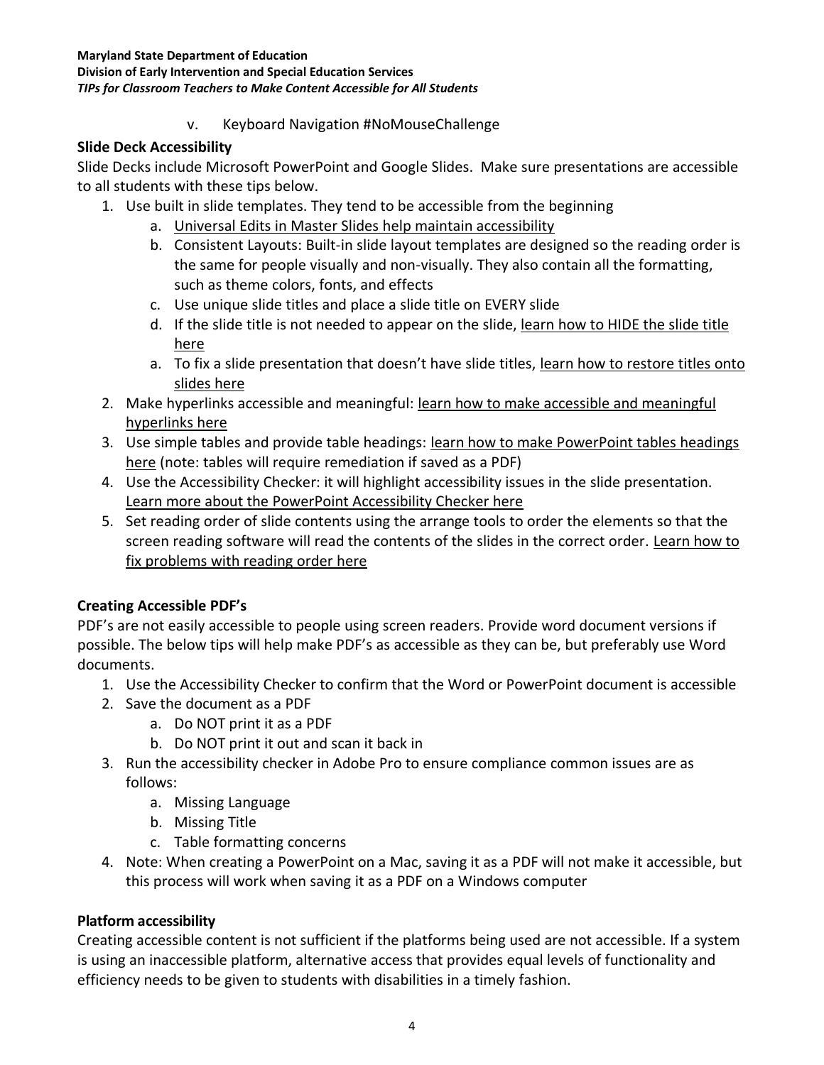v. Keyboard Navigation #NoMouseChallenge

## Slide Deck Accessibility

Slide Decks include Microsoft PowerPoint and Google Slides. Make sure presentations are accessible to all students with these tips below.

1. Use built in slide templates. They tend to be accessible from the beginning
   a. Universal Edits in Master Slides help maintain accessibility
   b. Consistent Layouts: Built-in slide layout templates are designed so the reading order is the same for people visually and non-visually. They also contain all the formatting, such as theme colors, fonts, and effects
   c. Use unique slide titles and place a slide title on EVERY slide
   d. If the slide title is not needed to appear on the slide, learn how to HIDE the slide title here
   a. To fix a slide presentation that doesn't have slide titles, learn how to restore titles onto slides here
2. Make hyperlinks accessible and meaningful: learn how to make accessible and meaningful hyperlinks here
3. Use simple tables and provide table headings: learn how to make PowerPoint tables headings here (note: tables will require remediation if saved as a PDF)
4. Use the Accessibility Checker: it will highlight accessibility issues in the slide presentation. Learn more about the PowerPoint Accessibility Checker here
5. Set reading order of slide contents using the arrange tools to order the elements so that the screen reading software will read the contents of the slides in the correct order. Learn how to fix problems with reading order here

## Creating Accessible PDF's

PDF's are not easily accessible to people using screen readers. Provide word document versions if possible. The below tips will help make PDF's as accessible as they can be, but preferably use Word documents.

1. Use the Accessibility Checker to confirm that the Word or PowerPoint document is accessible
2. Save the document as a PDF
   a. Do NOT print it as a PDF
   b. Do NOT print it out and scan it back in
3. Run the accessibility checker in Adobe Pro to ensure compliance common issues are as follows:
   a. Missing Language
   b. Missing Title
   c. Table formatting concerns
4. Note: When creating a PowerPoint on a Mac, saving it as a PDF will not make it accessible, but this process will work when saving it as a PDF on a Windows computer

## Platform accessibility

Creating accessible content is not sufficient if the platforms being used are not accessible. If a system is using an inaccessible platform, alternative access that provides equal levels of functionality and efficiency needs to be given to students with disabilities in a timely fashion.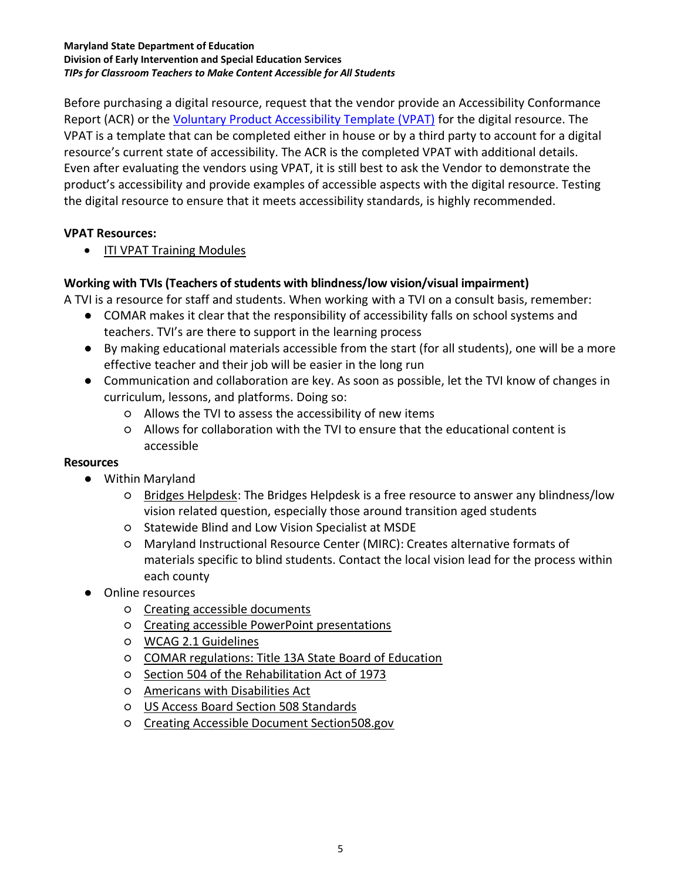Before purchasing a digital resource, request that the vendor provide an Accessibility Conformance Report (ACR) or the Voluntary Product Accessibility Template (VPAT) for the digital resource. The VPAT is a template that can be completed either in house or by a third party to account for a digital resource's current state of accessibility. The ACR is the completed VPAT with additional details. Even after evaluating the vendors using VPAT, it is still best to ask the Vendor to demonstrate the product's accessibility and provide examples of accessible aspects with the digital resource. Testing the digital resource to ensure that it meets accessibility standards, is highly recommended.

**VPAT Resources:**

- ITI VPAT Training Modules

**Working with TVIs (Teachers of students with blindness/low vision/visual impairment)**

A TVI is a resource for staff and students. When working with a TVI on a consult basis, remember:

- COMAR makes it clear that the responsibility of accessibility falls on school systems and teachers. TVI's are there to support in the learning process
- By making educational materials accessible from the start (for all students), one will be a more effective teacher and their job will be easier in the long run
- Communication and collaboration are key. As soon as possible, let the TVI know of changes in curriculum, lessons, and platforms. Doing so:
  - Allows the TVI to assess the accessibility of new items
  - Allows for collaboration with the TVI to ensure that the educational content is accessible

**Resources**

- Within Maryland
  - Bridges Helpdesk: The Bridges Helpdesk is a free resource to answer any blindness/low vision related question, especially those around transition aged students
  - Statewide Blind and Low Vision Specialist at MSDE
  - Maryland Instructional Resource Center (MIRC): Creates alternative formats of materials specific to blind students. Contact the local vision lead for the process within each county
- Online resources
  - Creating accessible documents
  - Creating accessible PowerPoint presentations
  - WCAG 2.1 Guidelines
  - COMAR regulations: Title 13A State Board of Education
  - Section 504 of the Rehabilitation Act of 1973
  - Americans with Disabilities Act
  - US Access Board Section 508 Standards
  - Creating Accessible Document Section508.gov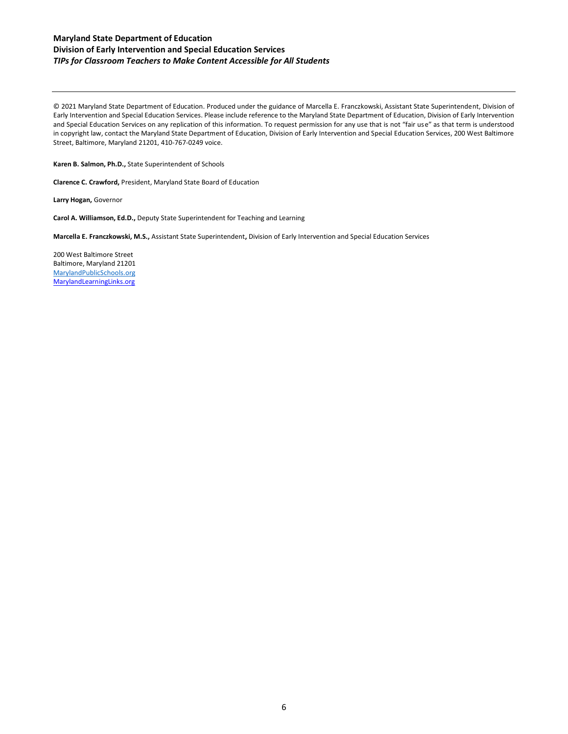© 2021 Maryland State Department of Education. Produced under the guidance of Marcella E. Franczkowski, Assistant State Superintendent, Division of Early Intervention and Special Education Services. Please include reference to the Maryland State Department of Education, Division of Early Intervention and Special Education Services on any replication of this information. To request permission for any use that is not "fair use" as that term is understood in copyright law, contact the Maryland State Department of Education, Division of Early Intervention and Special Education Services, 200 West Baltimore Street, Baltimore, Maryland 21201, 410-767-0249 voice.

**Karen B. Salmon, Ph.D.,** State Superintendent of Schools

**Clarence C. Crawford,** President, Maryland State Board of Education

**Larry Hogan,** Governor

**Carol A. Williamson, Ed.D.,** Deputy State Superintendent for Teaching and Learning

**Marcella E. Franczkowski, M.S.,** Assistant State Superintendent**,** Division of Early Intervention and Special Education Services

200 West Baltimore Street
Baltimore, Maryland 21201
[MarylandPublicSchools.org](MarylandPublicSchools.org)
[MarylandLearningLinks.org](MarylandLearningLinks.org)